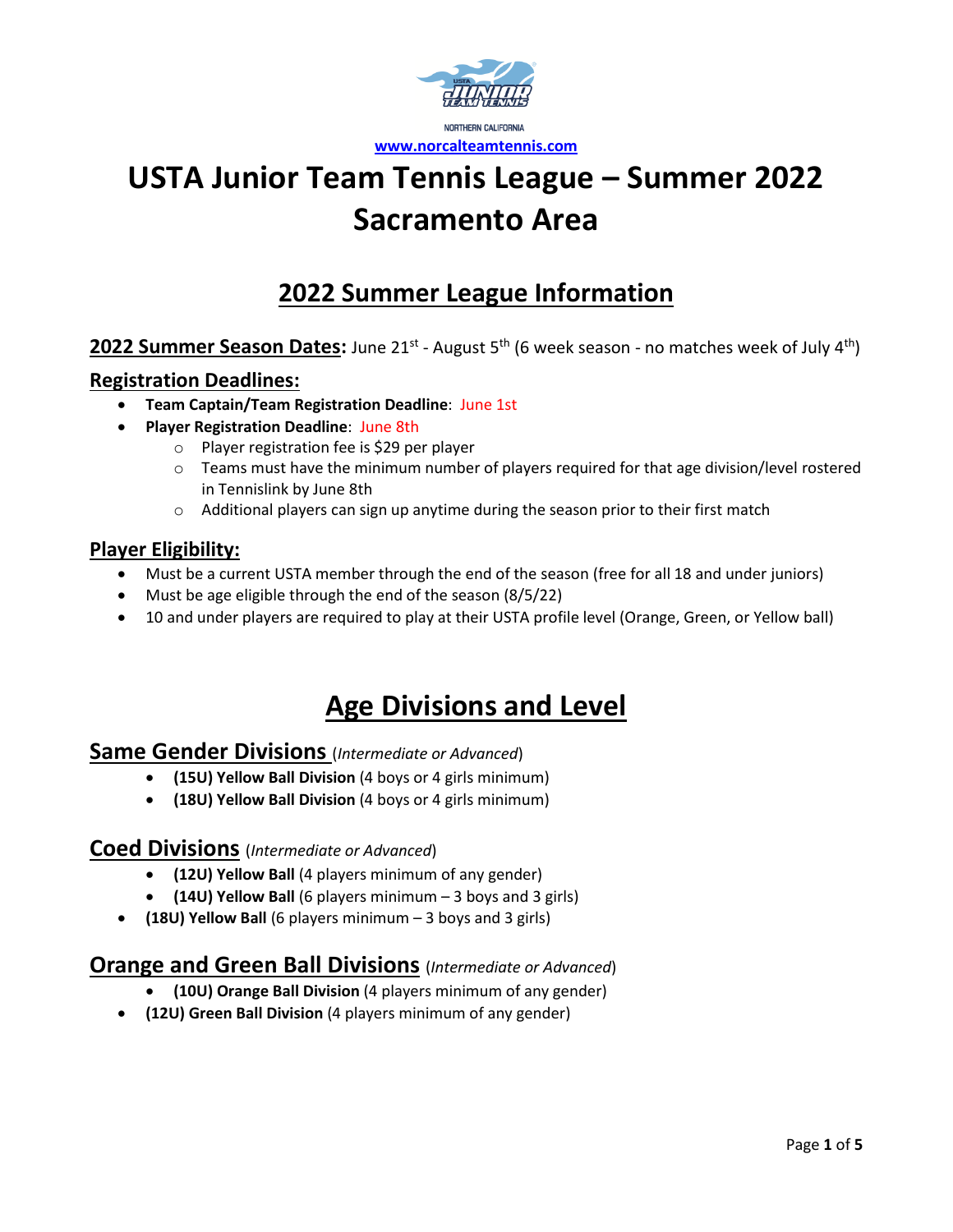NORTHERN CALIFORNIA

www.norcalteamtennis.com

# USTA Junior Team Tennis League – Summer 2022 Sacramento Area

## 2022 Summer League Information

**2022 Summer Season Dates:** June 21st - August 5th (6 week season - no matches week of July 4th)

### Registration Deadlines:

- **Team Captain/Team Registration Deadline**: June 1st
- **Player Registration Deadline**: June 8th
  - Player registration fee is $29 per player
  - Teams must have the minimum number of players required for that age division/level rostered in Tennislink by June 8th
  - Additional players can sign up anytime during the season prior to their first match

### Player Eligibility:

- Must be a current USTA member through the end of the season (free for all 18 and under juniors)
- Must be age eligible through the end of the season (8/5/22)
- 10 and under players are required to play at their USTA profile level (Orange, Green, or Yellow ball)

## Age Divisions and Level

### Same Gender Divisions (*Intermediate or Advanced*)

- **(15U) Yellow Ball Division** (4 boys or 4 girls minimum)
- **(18U) Yellow Ball Division** (4 boys or 4 girls minimum)

### Coed Divisions (*Intermediate or Advanced*)

- **(12U) Yellow Ball** (4 players minimum of any gender)
- **(14U) Yellow Ball** (6 players minimum – 3 boys and 3 girls)
- **(18U) Yellow Ball** (6 players minimum – 3 boys and 3 girls)

### Orange and Green Ball Divisions (*Intermediate or Advanced*)

- **(10U) Orange Ball Division** (4 players minimum of any gender)
- **(12U) Green Ball Division** (4 players minimum of any gender)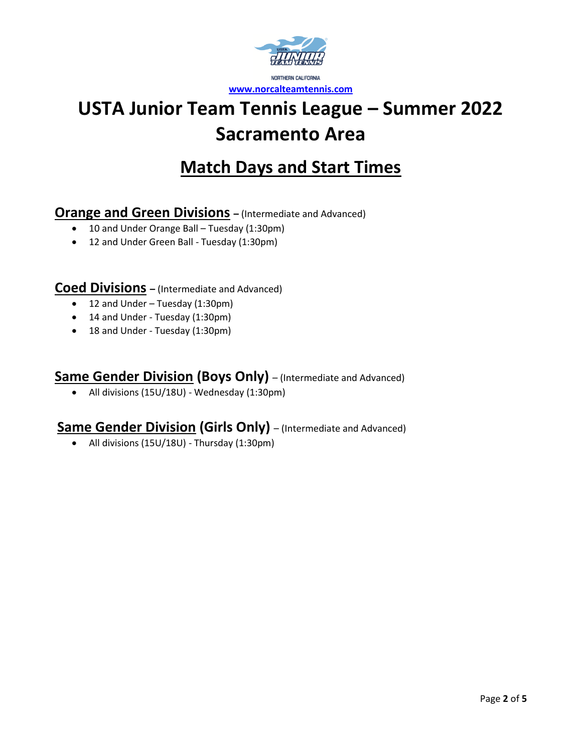NORTHERN CALIFORNIA

[www.norcalteamtennis.com](http://www.norcalteamtennis.com)

# USTA Junior Team Tennis League – Summer 2022 Sacramento Area

## Match Days and Start Times

### Orange and Green Divisions – (Intermediate and Advanced)

- 10 and Under Orange Ball – Tuesday (1:30pm)
- 12 and Under Green Ball - Tuesday (1:30pm)

### Coed Divisions – (Intermediate and Advanced)

- 12 and Under – Tuesday (1:30pm)
- 14 and Under - Tuesday (1:30pm)
- 18 and Under - Tuesday (1:30pm)

### Same Gender Division (Boys Only) – (Intermediate and Advanced)

- All divisions (15U/18U) - Wednesday (1:30pm)

### Same Gender Division (Girls Only) – (Intermediate and Advanced)

- All divisions (15U/18U) - Thursday (1:30pm)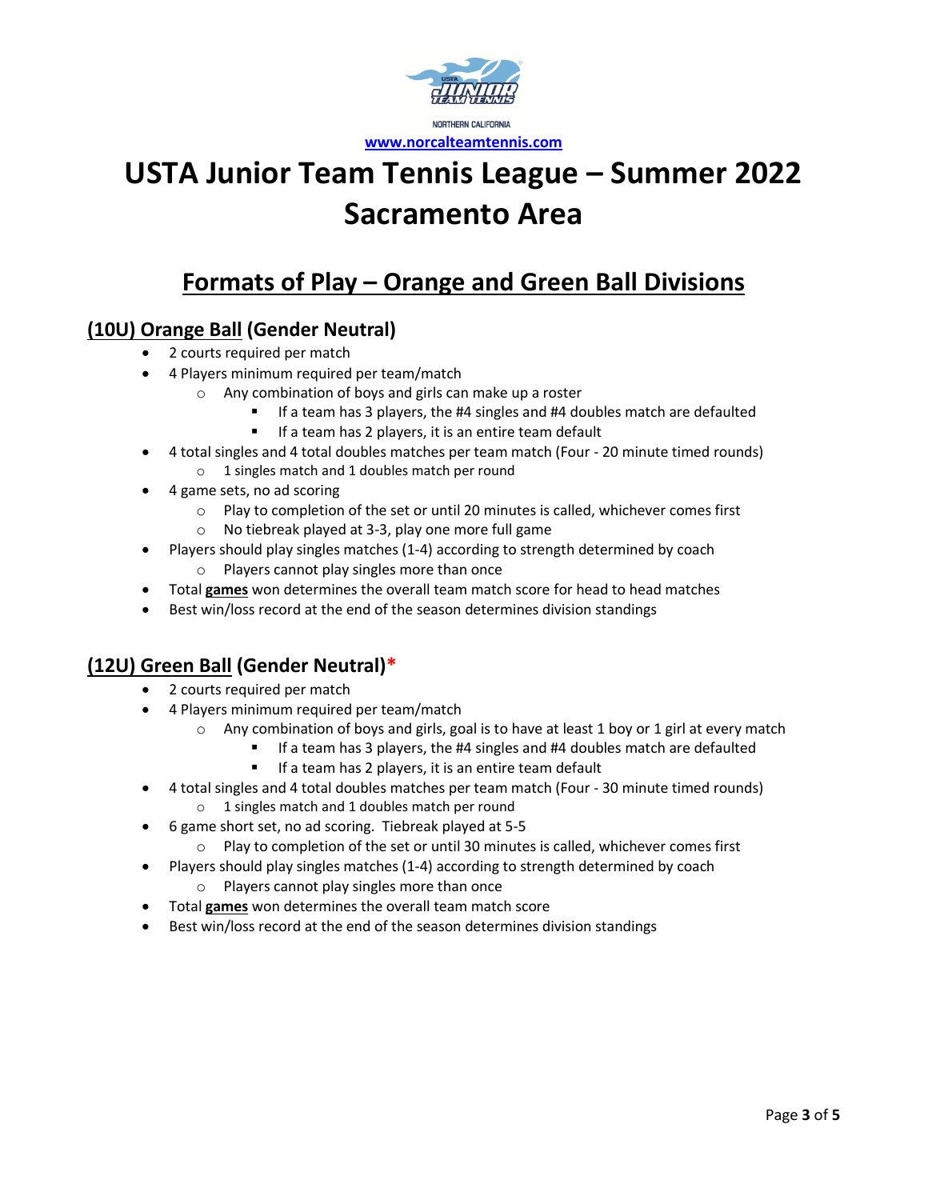NORTHERN CALIFORNIA

**www.norcalteamtennis.com**

# USTA Junior Team Tennis League – Summer 2022 Sacramento Area

## Formats of Play – Orange and Green Ball Divisions

### (10U) Orange Ball (Gender Neutral)

- 2 courts required per match
- 4 Players minimum required per team/match
  - Any combination of boys and girls can make up a roster
    - If a team has 3 players, the #4 singles and #4 doubles match are defaulted
    - If a team has 2 players, it is an entire team default
- 4 total singles and 4 total doubles matches per team match (Four - 20 minute timed rounds)
  - 1 singles match and 1 doubles match per round
- 4 game sets, no ad scoring
  - Play to completion of the set or until 20 minutes is called, whichever comes first
  - No tiebreak played at 3-3, play one more full game
- Players should play singles matches (1-4) according to strength determined by coach
  - Players cannot play singles more than once
- Total **games** won determines the overall team match score for head to head matches
- Best win/loss record at the end of the season determines division standings

### (12U) Green Ball (Gender Neutral)*

- 2 courts required per match
- 4 Players minimum required per team/match
  - Any combination of boys and girls, goal is to have at least 1 boy or 1 girl at every match
    - If a team has 3 players, the #4 singles and #4 doubles match are defaulted
    - If a team has 2 players, it is an entire team default
- 4 total singles and 4 total doubles matches per team match (Four - 30 minute timed rounds)
  - 1 singles match and 1 doubles match per round
- 6 game short set, no ad scoring. Tiebreak played at 5-5
  - Play to completion of the set or until 30 minutes is called, whichever comes first
- Players should play singles matches (1-4) according to strength determined by coach
  - Players cannot play singles more than once
- Total **games** won determines the overall team match score
- Best win/loss record at the end of the season determines division standings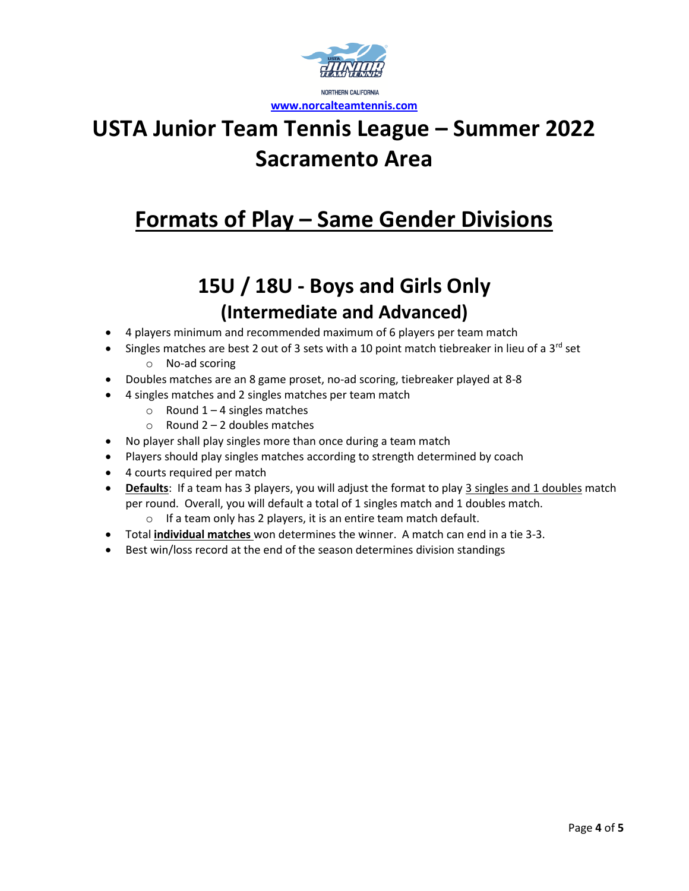NORTHERN CALIFORNIA

www.norcalteamtennis.com

# USTA Junior Team Tennis League – Summer 2022
# Sacramento Area

## Formats of Play – Same Gender Divisions

### 15U / 18U - Boys and Girls Only
### (Intermediate and Advanced)

- 4 players minimum and recommended maximum of 6 players per team match
- Singles matches are best 2 out of 3 sets with a 10 point match tiebreaker in lieu of a 3rd set
  - No-ad scoring
- Doubles matches are an 8 game proset, no-ad scoring, tiebreaker played at 8-8
- 4 singles matches and 2 singles matches per team match
  - Round 1 – 4 singles matches
  - Round 2 – 2 doubles matches
- No player shall play singles more than once during a team match
- Players should play singles matches according to strength determined by coach
- 4 courts required per match
- **Defaults**: If a team has 3 players, you will adjust the format to play 3 singles and 1 doubles match per round. Overall, you will default a total of 1 singles match and 1 doubles match.
  - If a team only has 2 players, it is an entire team match default.
- Total **individual matches** won determines the winner. A match can end in a tie 3-3.
- Best win/loss record at the end of the season determines division standings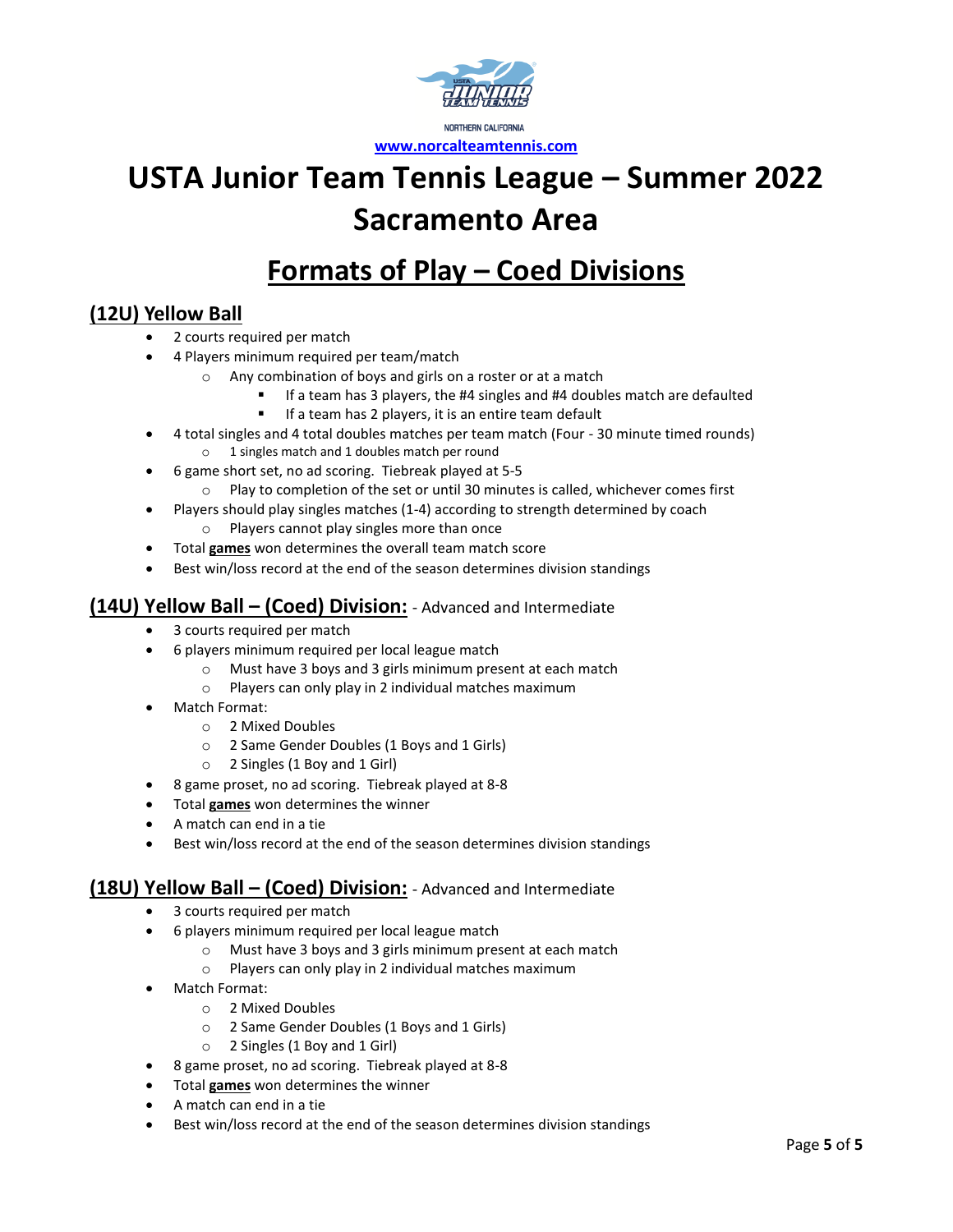NORTHERN CALIFORNIA

www.norcalteamtennis.com

# USTA Junior Team Tennis League – Summer 2022 Sacramento Area

## Formats of Play – Coed Divisions

### (12U) Yellow Ball

- 2 courts required per match
- 4 Players minimum required per team/match
  - Any combination of boys and girls on a roster or at a match
    - If a team has 3 players, the #4 singles and #4 doubles match are defaulted
    - If a team has 2 players, it is an entire team default
- 4 total singles and 4 total doubles matches per team match (Four - 30 minute timed rounds)
  - 1 singles match and 1 doubles match per round
- 6 game short set, no ad scoring. Tiebreak played at 5-5
  - Play to completion of the set or until 30 minutes is called, whichever comes first
- Players should play singles matches (1-4) according to strength determined by coach
  - Players cannot play singles more than once
- Total **games** won determines the overall team match score
- Best win/loss record at the end of the season determines division standings

### (14U) Yellow Ball – (Coed) Division: - Advanced and Intermediate

- 3 courts required per match
- 6 players minimum required per local league match
  - Must have 3 boys and 3 girls minimum present at each match
  - Players can only play in 2 individual matches maximum
- Match Format:
  - 2 Mixed Doubles
  - 2 Same Gender Doubles (1 Boys and 1 Girls)
  - 2 Singles (1 Boy and 1 Girl)
- 8 game proset, no ad scoring. Tiebreak played at 8-8
- Total **games** won determines the winner
- A match can end in a tie
- Best win/loss record at the end of the season determines division standings

### (18U) Yellow Ball – (Coed) Division: - Advanced and Intermediate

- 3 courts required per match
- 6 players minimum required per local league match
  - Must have 3 boys and 3 girls minimum present at each match
  - Players can only play in 2 individual matches maximum
- Match Format:
  - 2 Mixed Doubles
  - 2 Same Gender Doubles (1 Boys and 1 Girls)
  - 2 Singles (1 Boy and 1 Girl)
- 8 game proset, no ad scoring. Tiebreak played at 8-8
- Total **games** won determines the winner
- A match can end in a tie
- Best win/loss record at the end of the season determines division standings